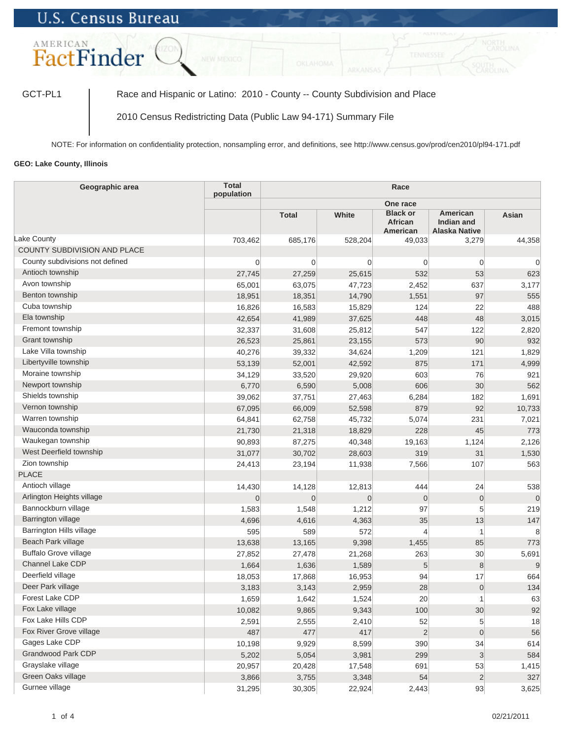U.S. Census Bureau

AMERICAN FactFinder

GCT-PL1 | Race and Hispanic or Latino: 2010 - County -- County Subdivision and Place

2010 Census Redistricting Data (Public Law 94-171) Summary File

NOTE: For information on confidentiality protection, nonsampling error, and definitions, see http://www.census.gov/prod/cen2010/pl94-171.pdf

**GEO: Lake County, Illinois**

| Geographic area | Total population | Race | | | | |
|---|---|---|---|---|---|---|
| | | One race | | | | |
| | | Total | White | Black or African American | American Indian and Alaska Native | Asian |
| Lake County | 703,462 | 685,176 | 528,204 | 49,033 | 3,279 | 44,358 |
| COUNTY SUBDIVISION AND PLACE | | | | | | |
| County subdivisions not defined | 0 | 0 | 0 | 0 | 0 | 0 |
| Antioch township | 27,745 | 27,259 | 25,615 | 532 | 53 | 623 |
| Avon township | 65,001 | 63,075 | 47,723 | 2,452 | 637 | 3,177 |
| Benton township | 18,951 | 18,351 | 14,790 | 1,551 | 97 | 555 |
| Cuba township | 16,826 | 16,583 | 15,829 | 124 | 22 | 488 |
| Ela township | 42,654 | 41,989 | 37,625 | 448 | 48 | 3,015 |
| Fremont township | 32,337 | 31,608 | 25,812 | 547 | 122 | 2,820 |
| Grant township | 26,523 | 25,861 | 23,155 | 573 | 90 | 932 |
| Lake Villa township | 40,276 | 39,332 | 34,624 | 1,209 | 121 | 1,829 |
| Libertyville township | 53,139 | 52,001 | 42,592 | 875 | 171 | 4,999 |
| Moraine township | 34,129 | 33,520 | 29,920 | 603 | 76 | 921 |
| Newport township | 6,770 | 6,590 | 5,008 | 606 | 30 | 562 |
| Shields township | 39,062 | 37,751 | 27,463 | 6,284 | 182 | 1,691 |
| Vernon township | 67,095 | 66,009 | 52,598 | 879 | 92 | 10,733 |
| Warren township | 64,841 | 62,758 | 45,732 | 5,074 | 231 | 7,021 |
| Wauconda township | 21,730 | 21,318 | 18,829 | 228 | 45 | 773 |
| Waukegan township | 90,893 | 87,275 | 40,348 | 19,163 | 1,124 | 2,126 |
| West Deerfield township | 31,077 | 30,702 | 28,603 | 319 | 31 | 1,530 |
| Zion township | 24,413 | 23,194 | 11,938 | 7,566 | 107 | 563 |
| PLACE | | | | | | |
| Antioch village | 14,430 | 14,128 | 12,813 | 444 | 24 | 538 |
| Arlington Heights village | 0 | 0 | 0 | 0 | 0 | 0 |
| Bannockburn village | 1,583 | 1,548 | 1,212 | 97 | 5 | 219 |
| Barrington village | 4,696 | 4,616 | 4,363 | 35 | 13 | 147 |
| Barrington Hills village | 595 | 589 | 572 | 4 | 1 | 8 |
| Beach Park village | 13,638 | 13,165 | 9,398 | 1,455 | 85 | 773 |
| Buffalo Grove village | 27,852 | 27,478 | 21,268 | 263 | 30 | 5,691 |
| Channel Lake CDP | 1,664 | 1,636 | 1,589 | 5 | 8 | 9 |
| Deerfield village | 18,053 | 17,868 | 16,953 | 94 | 17 | 664 |
| Deer Park village | 3,183 | 3,143 | 2,959 | 28 | 0 | 134 |
| Forest Lake CDP | 1,659 | 1,642 | 1,524 | 20 | 1 | 63 |
| Fox Lake village | 10,082 | 9,865 | 9,343 | 100 | 30 | 92 |
| Fox Lake Hills CDP | 2,591 | 2,555 | 2,410 | 52 | 5 | 18 |
| Fox River Grove village | 487 | 477 | 417 | 2 | 0 | 56 |
| Gages Lake CDP | 10,198 | 9,929 | 8,599 | 390 | 34 | 614 |
| Grandwood Park CDP | 5,202 | 5,054 | 3,981 | 299 | 3 | 584 |
| Grayslake village | 20,957 | 20,428 | 17,548 | 691 | 53 | 1,415 |
| Green Oaks village | 3,866 | 3,755 | 3,348 | 54 | 2 | 327 |
| Gurnee village | 31,295 | 30,305 | 22,924 | 2,443 | 93 | 3,625 |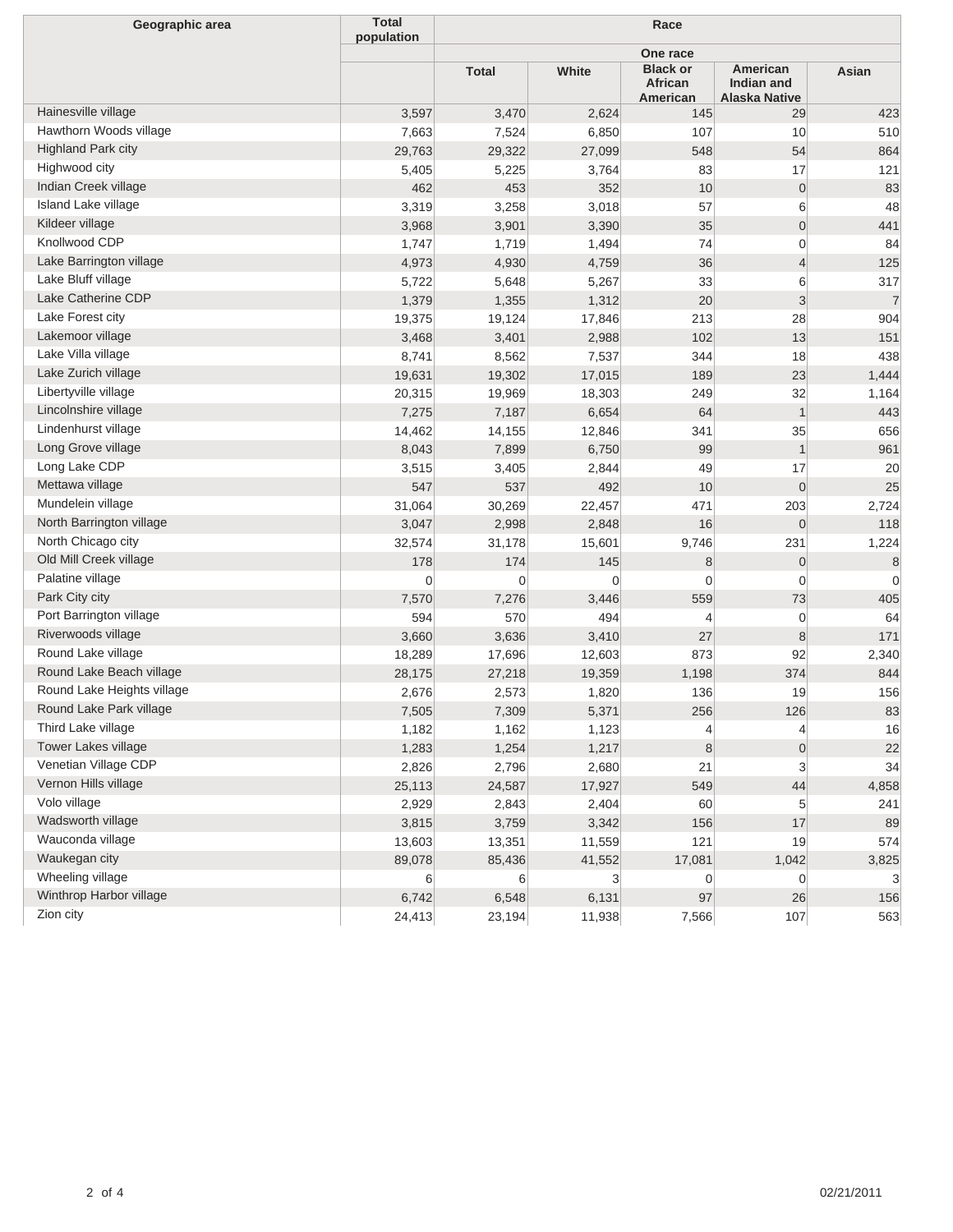| Geographic area | Total population | Race | | | | |
|---|---|---|---|---|---|---|
| | | One race | | | | |
| | | Total | White | Black or African American | American Indian and Alaska Native | Asian |
| Hainesville village | 3,597 | 3,470 | 2,624 | 145 | 29 | 423 |
| Hawthorn Woods village | 7,663 | 7,524 | 6,850 | 107 | 10 | 510 |
| Highland Park city | 29,763 | 29,322 | 27,099 | 548 | 54 | 864 |
| Highwood city | 5,405 | 5,225 | 3,764 | 83 | 17 | 121 |
| Indian Creek village | 462 | 453 | 352 | 10 | 0 | 83 |
| Island Lake village | 3,319 | 3,258 | 3,018 | 57 | 6 | 48 |
| Kildeer village | 3,968 | 3,901 | 3,390 | 35 | 0 | 441 |
| Knollwood CDP | 1,747 | 1,719 | 1,494 | 74 | 0 | 84 |
| Lake Barrington village | 4,973 | 4,930 | 4,759 | 36 | 4 | 125 |
| Lake Bluff village | 5,722 | 5,648 | 5,267 | 33 | 6 | 317 |
| Lake Catherine CDP | 1,379 | 1,355 | 1,312 | 20 | 3 | 7 |
| Lake Forest city | 19,375 | 19,124 | 17,846 | 213 | 28 | 904 |
| Lakemoor village | 3,468 | 3,401 | 2,988 | 102 | 13 | 151 |
| Lake Villa village | 8,741 | 8,562 | 7,537 | 344 | 18 | 438 |
| Lake Zurich village | 19,631 | 19,302 | 17,015 | 189 | 23 | 1,444 |
| Libertyville village | 20,315 | 19,969 | 18,303 | 249 | 32 | 1,164 |
| Lincolnshire village | 7,275 | 7,187 | 6,654 | 64 | 1 | 443 |
| Lindenhurst village | 14,462 | 14,155 | 12,846 | 341 | 35 | 656 |
| Long Grove village | 8,043 | 7,899 | 6,750 | 99 | 1 | 961 |
| Long Lake CDP | 3,515 | 3,405 | 2,844 | 49 | 17 | 20 |
| Mettawa village | 547 | 537 | 492 | 10 | 0 | 25 |
| Mundelein village | 31,064 | 30,269 | 22,457 | 471 | 203 | 2,724 |
| North Barrington village | 3,047 | 2,998 | 2,848 | 16 | 0 | 118 |
| North Chicago city | 32,574 | 31,178 | 15,601 | 9,746 | 231 | 1,224 |
| Old Mill Creek village | 178 | 174 | 145 | 8 | 0 | 8 |
| Palatine village | 0 | 0 | 0 | 0 | 0 | 0 |
| Park City city | 7,570 | 7,276 | 3,446 | 559 | 73 | 405 |
| Port Barrington village | 594 | 570 | 494 | 4 | 0 | 64 |
| Riverwoods village | 3,660 | 3,636 | 3,410 | 27 | 8 | 171 |
| Round Lake village | 18,289 | 17,696 | 12,603 | 873 | 92 | 2,340 |
| Round Lake Beach village | 28,175 | 27,218 | 19,359 | 1,198 | 374 | 844 |
| Round Lake Heights village | 2,676 | 2,573 | 1,820 | 136 | 19 | 156 |
| Round Lake Park village | 7,505 | 7,309 | 5,371 | 256 | 126 | 83 |
| Third Lake village | 1,182 | 1,162 | 1,123 | 4 | 4 | 16 |
| Tower Lakes village | 1,283 | 1,254 | 1,217 | 8 | 0 | 22 |
| Venetian Village CDP | 2,826 | 2,796 | 2,680 | 21 | 3 | 34 |
| Vernon Hills village | 25,113 | 24,587 | 17,927 | 549 | 44 | 4,858 |
| Volo village | 2,929 | 2,843 | 2,404 | 60 | 5 | 241 |
| Wadsworth village | 3,815 | 3,759 | 3,342 | 156 | 17 | 89 |
| Wauconda village | 13,603 | 13,351 | 11,559 | 121 | 19 | 574 |
| Waukegan city | 89,078 | 85,436 | 41,552 | 17,081 | 1,042 | 3,825 |
| Wheeling village | 6 | 6 | 3 | 0 | 0 | 3 |
| Winthrop Harbor village | 6,742 | 6,548 | 6,131 | 97 | 26 | 156 |
| Zion city | 24,413 | 23,194 | 11,938 | 7,566 | 107 | 563 |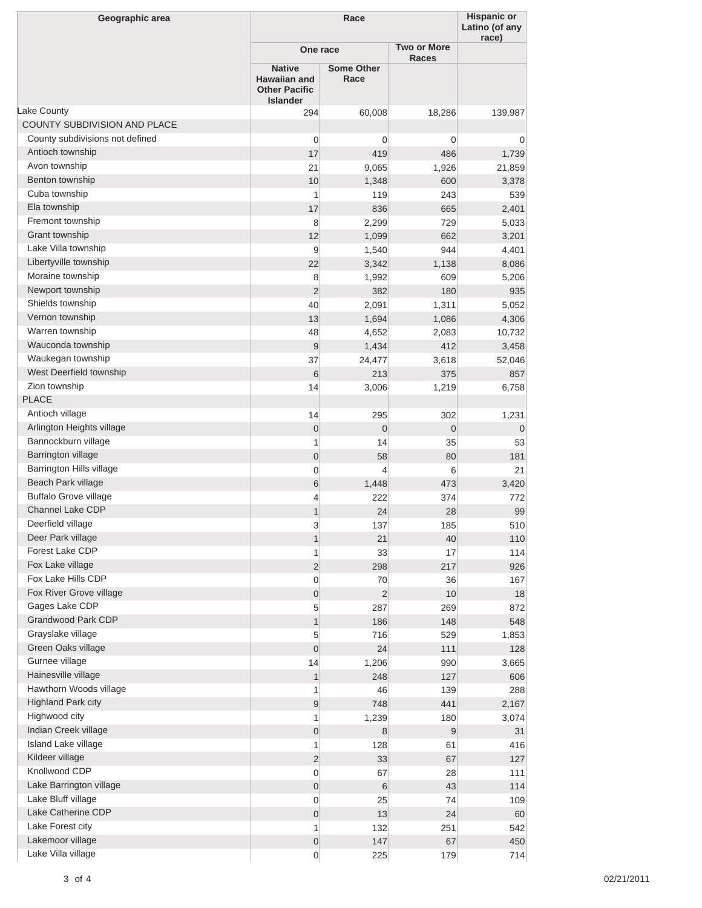| Geographic area | Race | | | Hispanic or Latino (of any race) |
|---|---|---|---|---|
| | One race | | Two or More Races | |
| | Native Hawaiian and Other Pacific Islander | Some Other Race | | |
| Lake County | 294 | 60,008 | 18,286 | 139,987 |
| COUNTY SUBDIVISION AND PLACE | | | | |
| County subdivisions not defined | 0 | 0 | 0 | 0 |
| Antioch township | 17 | 419 | 486 | 1,739 |
| Avon township | 21 | 9,065 | 1,926 | 21,859 |
| Benton township | 10 | 1,348 | 600 | 3,378 |
| Cuba township | 1 | 119 | 243 | 539 |
| Ela township | 17 | 836 | 665 | 2,401 |
| Fremont township | 8 | 2,299 | 729 | 5,033 |
| Grant township | 12 | 1,099 | 662 | 3,201 |
| Lake Villa township | 9 | 1,540 | 944 | 4,401 |
| Libertyville township | 22 | 3,342 | 1,138 | 8,086 |
| Moraine township | 8 | 1,992 | 609 | 5,206 |
| Newport township | 2 | 382 | 180 | 935 |
| Shields township | 40 | 2,091 | 1,311 | 5,052 |
| Vernon township | 13 | 1,694 | 1,086 | 4,306 |
| Warren township | 48 | 4,652 | 2,083 | 10,732 |
| Wauconda township | 9 | 1,434 | 412 | 3,458 |
| Waukegan township | 37 | 24,477 | 3,618 | 52,046 |
| West Deerfield township | 6 | 213 | 375 | 857 |
| Zion township | 14 | 3,006 | 1,219 | 6,758 |
| PLACE | | | | |
| Antioch village | 14 | 295 | 302 | 1,231 |
| Arlington Heights village | 0 | 0 | 0 | 0 |
| Bannockburn village | 1 | 14 | 35 | 53 |
| Barrington village | 0 | 58 | 80 | 181 |
| Barrington Hills village | 0 | 4 | 6 | 21 |
| Beach Park village | 6 | 1,448 | 473 | 3,420 |
| Buffalo Grove village | 4 | 222 | 374 | 772 |
| Channel Lake CDP | 1 | 24 | 28 | 99 |
| Deerfield village | 3 | 137 | 185 | 510 |
| Deer Park village | 1 | 21 | 40 | 110 |
| Forest Lake CDP | 1 | 33 | 17 | 114 |
| Fox Lake village | 2 | 298 | 217 | 926 |
| Fox Lake Hills CDP | 0 | 70 | 36 | 167 |
| Fox River Grove village | 0 | 2 | 10 | 18 |
| Gages Lake CDP | 5 | 287 | 269 | 872 |
| Grandwood Park CDP | 1 | 186 | 148 | 548 |
| Grayslake village | 5 | 716 | 529 | 1,853 |
| Green Oaks village | 0 | 24 | 111 | 128 |
| Gurnee village | 14 | 1,206 | 990 | 3,665 |
| Hainesville village | 1 | 248 | 127 | 606 |
| Hawthorn Woods village | 1 | 46 | 139 | 288 |
| Highland Park city | 9 | 748 | 441 | 2,167 |
| Highwood city | 1 | 1,239 | 180 | 3,074 |
| Indian Creek village | 0 | 8 | 9 | 31 |
| Island Lake village | 1 | 128 | 61 | 416 |
| Kildeer village | 2 | 33 | 67 | 127 |
| Knollwood CDP | 0 | 67 | 28 | 111 |
| Lake Barrington village | 0 | 6 | 43 | 114 |
| Lake Bluff village | 0 | 25 | 74 | 109 |
| Lake Catherine CDP | 0 | 13 | 24 | 60 |
| Lake Forest city | 1 | 132 | 251 | 542 |
| Lakemoor village | 0 | 147 | 67 | 450 |
| Lake Villa village | 0 | 225 | 179 | 714 |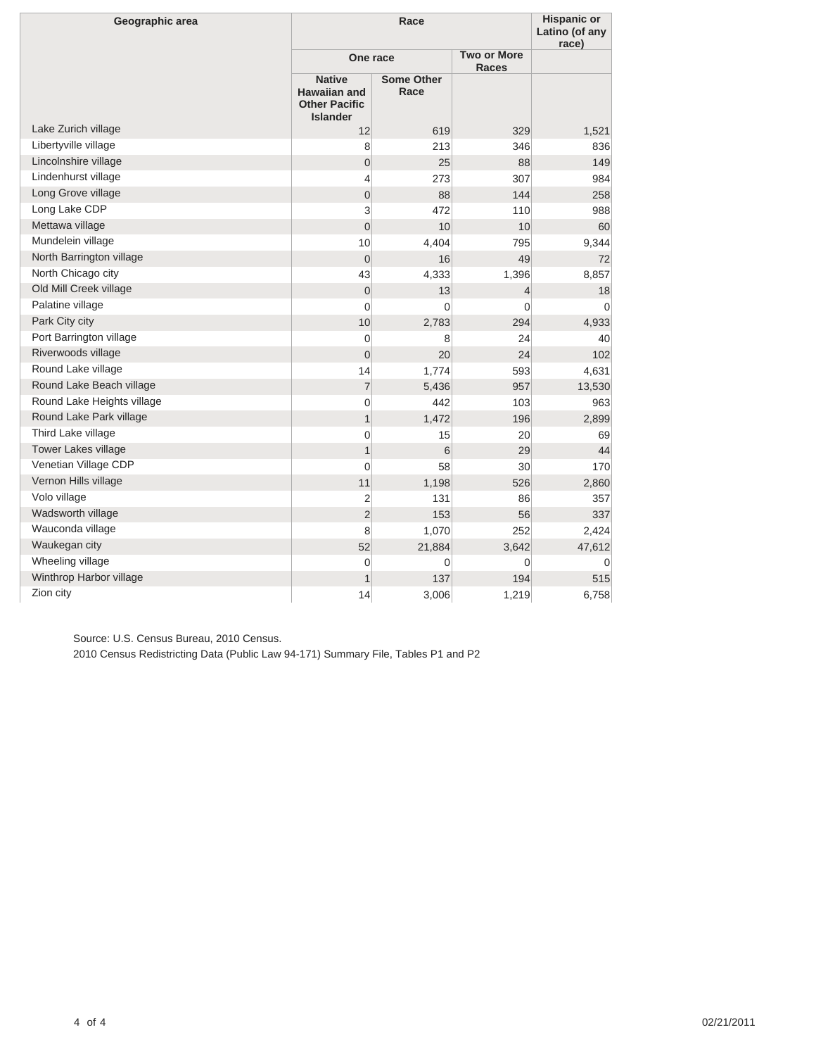| Geographic area | Race | | | Hispanic or Latino (of any race) |
|---|---|---|---|---|
| | One race | | Two or More Races | |
| | Native Hawaiian and Other Pacific Islander | Some Other Race | | |
| Lake Zurich village | 12 | 619 | 329 | 1,521 |
| Libertyville village | 8 | 213 | 346 | 836 |
| Lincolnshire village | 0 | 25 | 88 | 149 |
| Lindenhurst village | 4 | 273 | 307 | 984 |
| Long Grove village | 0 | 88 | 144 | 258 |
| Long Lake CDP | 3 | 472 | 110 | 988 |
| Mettawa village | 0 | 10 | 10 | 60 |
| Mundelein village | 10 | 4,404 | 795 | 9,344 |
| North Barrington village | 0 | 16 | 49 | 72 |
| North Chicago city | 43 | 4,333 | 1,396 | 8,857 |
| Old Mill Creek village | 0 | 13 | 4 | 18 |
| Palatine village | 0 | 0 | 0 | 0 |
| Park City city | 10 | 2,783 | 294 | 4,933 |
| Port Barrington village | 0 | 8 | 24 | 40 |
| Riverwoods village | 0 | 20 | 24 | 102 |
| Round Lake village | 14 | 1,774 | 593 | 4,631 |
| Round Lake Beach village | 7 | 5,436 | 957 | 13,530 |
| Round Lake Heights village | 0 | 442 | 103 | 963 |
| Round Lake Park village | 1 | 1,472 | 196 | 2,899 |
| Third Lake village | 0 | 15 | 20 | 69 |
| Tower Lakes village | 1 | 6 | 29 | 44 |
| Venetian Village CDP | 0 | 58 | 30 | 170 |
| Vernon Hills village | 11 | 1,198 | 526 | 2,860 |
| Volo village | 2 | 131 | 86 | 357 |
| Wadsworth village | 2 | 153 | 56 | 337 |
| Wauconda village | 8 | 1,070 | 252 | 2,424 |
| Waukegan city | 52 | 21,884 | 3,642 | 47,612 |
| Wheeling village | 0 | 0 | 0 | 0 |
| Winthrop Harbor village | 1 | 137 | 194 | 515 |
| Zion city | 14 | 3,006 | 1,219 | 6,758 |

Source: U.S. Census Bureau, 2010 Census.
2010 Census Redistricting Data (Public Law 94-171) Summary File, Tables P1 and P2

02/21/2011